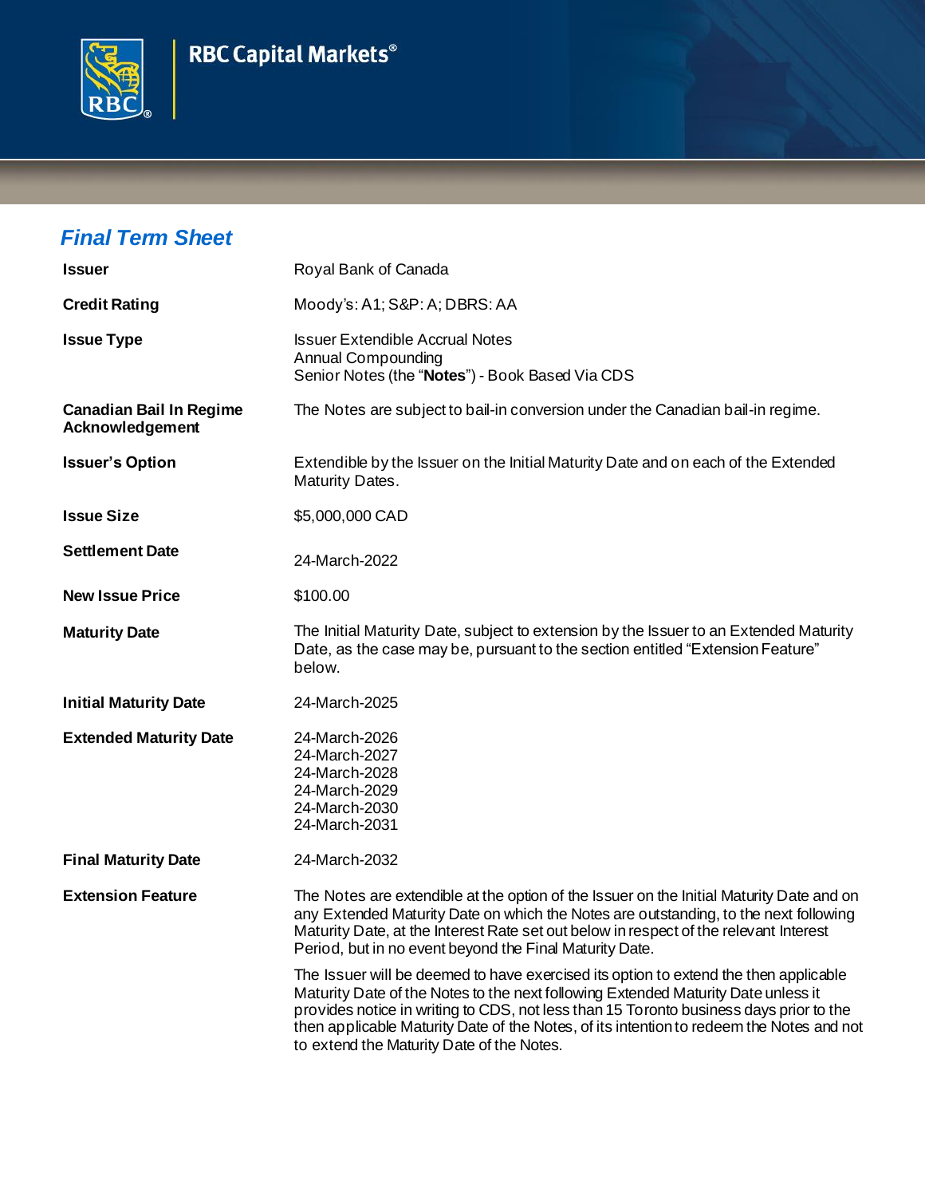RBC Capital Markets®

## *Final Term Sheet*

| | |
|---|---|
| **Issuer** | Royal Bank of Canada |
| **Credit Rating** | Moody's: A1; S&P: A; DBRS: AA |
| **Issue Type** | Issuer Extendible Accrual Notes<br>Annual Compounding<br>Senior Notes (the "**Notes**") - Book Based Via CDS |
| **Canadian Bail In Regime Acknowledgement** | The Notes are subject to bail-in conversion under the Canadian bail-in regime. |
| **Issuer's Option** | Extendible by the Issuer on the Initial Maturity Date and on each of the Extended Maturity Dates. |
| **Issue Size** | $5,000,000 CAD |
| **Settlement Date** | 24-March-2022 |
| **New Issue Price** | $100.00 |
| **Maturity Date** | The Initial Maturity Date, subject to extension by the Issuer to an Extended Maturity Date, as the case may be, pursuant to the section entitled "Extension Feature" below. |
| **Initial Maturity Date** | 24-March-2025 |
| **Extended Maturity Date** | 24-March-2026<br>24-March-2027<br>24-March-2028<br>24-March-2029<br>24-March-2030<br>24-March-2031 |
| **Final Maturity Date** | 24-March-2032 |
| **Extension Feature** | The Notes are extendible at the option of the Issuer on the Initial Maturity Date and on any Extended Maturity Date on which the Notes are outstanding, to the next following Maturity Date, at the Interest Rate set out below in respect of the relevant Interest Period, but in no event beyond the Final Maturity Date.<br><br>The Issuer will be deemed to have exercised its option to extend the then applicable Maturity Date of the Notes to the next following Extended Maturity Date unless it provides notice in writing to CDS, not less than 15 Toronto business days prior to the then applicable Maturity Date of the Notes, of its intention to redeem the Notes and not to extend the Maturity Date of the Notes. |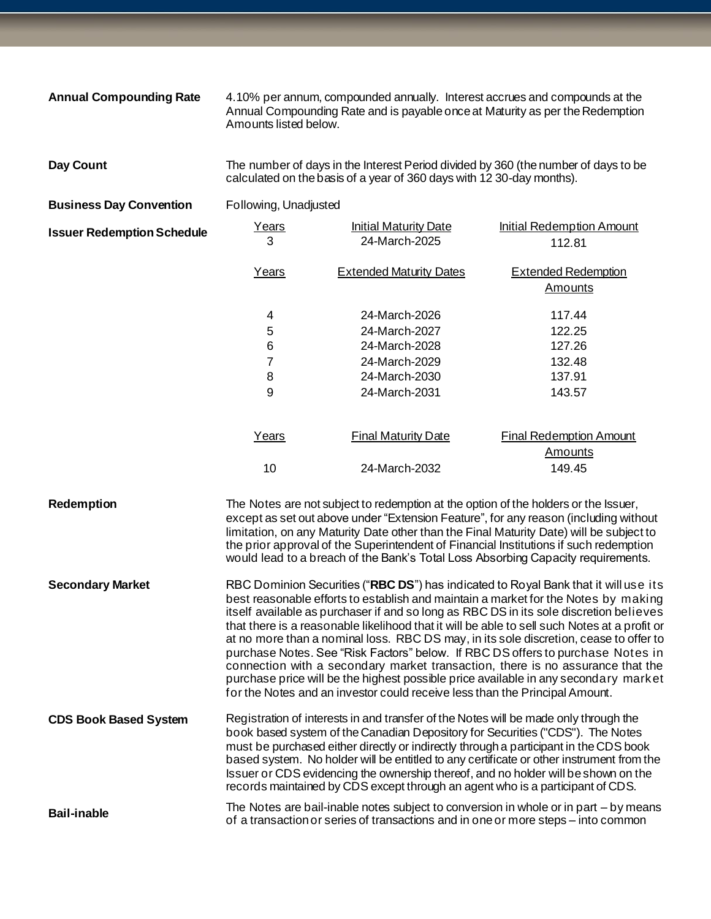**Annual Compounding Rate**

4.10% per annum, compounded annually. Interest accrues and compounds at the Annual Compounding Rate and is payable once at Maturity as per the Redemption Amounts listed below.

**Day Count**

The number of days in the Interest Period divided by 360 (the number of days to be calculated on the basis of a year of 360 days with 12 30-day months).

**Business Day Convention**

Following, Unadjusted

**Issuer Redemption Schedule**

| Years | Initial Maturity Date | Initial Redemption Amount |
|---|---|---|
| 3 | 24-March-2025 | 112.81 |

| Years | Extended Maturity Dates | Extended Redemption Amounts |
|---|---|---|
| 4 | 24-March-2026 | 117.44 |
| 5 | 24-March-2027 | 122.25 |
| 6 | 24-March-2028 | 127.26 |
| 7 | 24-March-2029 | 132.48 |
| 8 | 24-March-2030 | 137.91 |
| 9 | 24-March-2031 | 143.57 |

| Years | Final Maturity Date | Final Redemption Amount Amounts |
|---|---|---|
| 10 | 24-March-2032 | 149.45 |

**Redemption**

The Notes are not subject to redemption at the option of the holders or the Issuer, except as set out above under "Extension Feature", for any reason (including without limitation, on any Maturity Date other than the Final Maturity Date) will be subject to the prior approval of the Superintendent of Financial Institutions if such redemption would lead to a breach of the Bank's Total Loss Absorbing Capacity requirements.

**Secondary Market**

RBC Dominion Securities ("**RBC DS**") has indicated to Royal Bank that it will use its best reasonable efforts to establish and maintain a market for the Notes by making itself available as purchaser if and so long as RBC DS in its sole discretion believes that there is a reasonable likelihood that it will be able to sell such Notes at a profit or at no more than a nominal loss. RBC DS may, in its sole discretion, cease to offer to purchase Notes. See "Risk Factors" below. If RBC DS offers to purchase Notes in connection with a secondary market transaction, there is no assurance that the purchase price will be the highest possible price available in any secondary market for the Notes and an investor could receive less than the Principal Amount.

**CDS Book Based System**

Registration of interests in and transfer of the Notes will be made only through the book based system of the Canadian Depository for Securities ("CDS"). The Notes must be purchased either directly or indirectly through a participant in the CDS book based system. No holder will be entitled to any certificate or other instrument from the Issuer or CDS evidencing the ownership thereof, and no holder will be shown on the records maintained by CDS except through an agent who is a participant of CDS.

**Bail-inable**

The Notes are bail-inable notes subject to conversion in whole or in part – by means of a transaction or series of transactions and in one or more steps – into common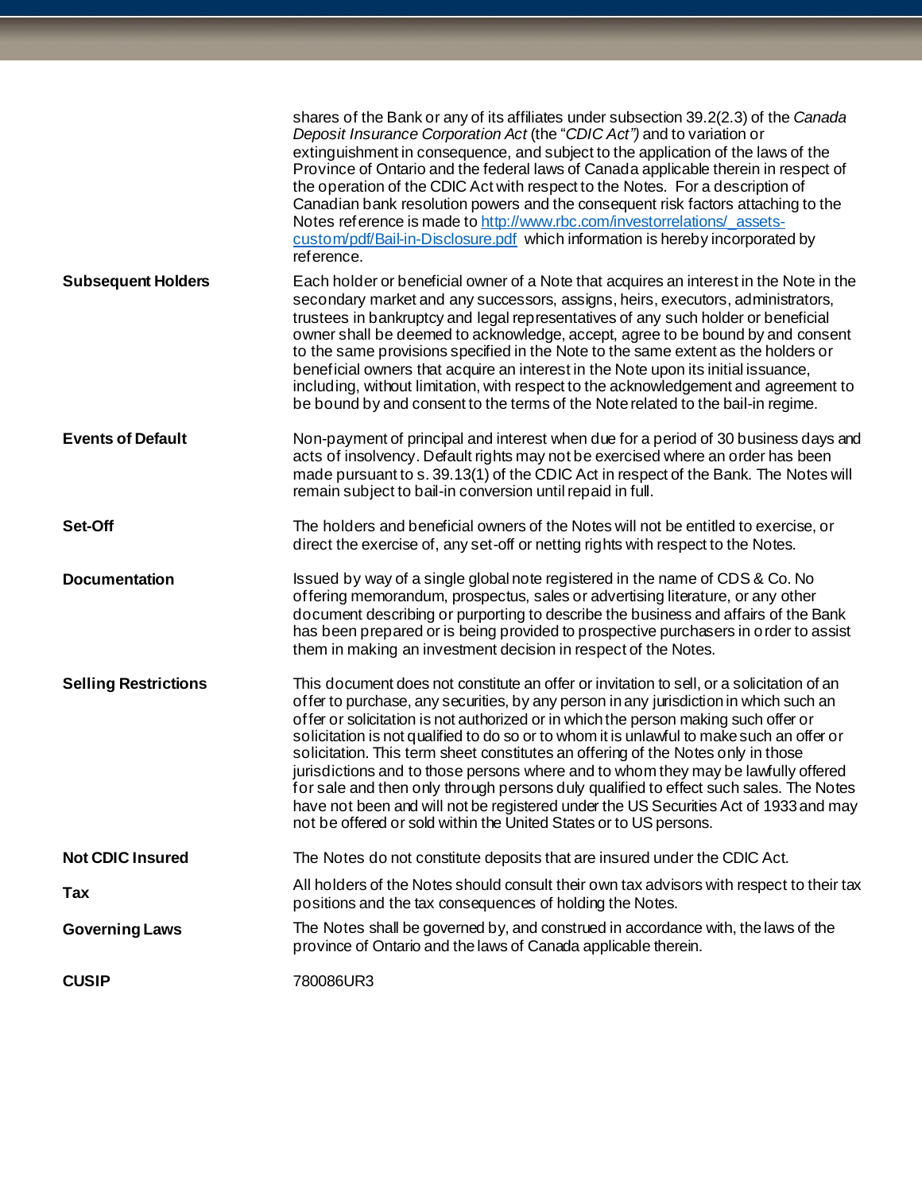| | |
|---|---|
| | shares of the Bank or any of its affiliates under subsection 39.2(2.3) of the *Canada Deposit Insurance Corporation Act* (the "*CDIC Act")* and to variation or extinguishment in consequence, and subject to the application of the laws of the Province of Ontario and the federal laws of Canada applicable therein in respect of the operation of the CDIC Act with respect to the Notes. For a description of Canadian bank resolution powers and the consequent risk factors attaching to the Notes reference is made to [http://www.rbc.com/investorrelations/_assets-custom/pdf/Bail-in-Disclosure.pdf](http://www.rbc.com/investorrelations/_assets-custom/pdf/Bail-in-Disclosure.pdf) which information is hereby incorporated by reference. |
| **Subsequent Holders** | Each holder or beneficial owner of a Note that acquires an interest in the Note in the secondary market and any successors, assigns, heirs, executors, administrators, trustees in bankruptcy and legal representatives of any such holder or beneficial owner shall be deemed to acknowledge, accept, agree to be bound by and consent to the same provisions specified in the Note to the same extent as the holders or beneficial owners that acquire an interest in the Note upon its initial issuance, including, without limitation, with respect to the acknowledgement and agreement to be bound by and consent to the terms of the Note related to the bail-in regime. |
| **Events of Default** | Non-payment of principal and interest when due for a period of 30 business days and acts of insolvency. Default rights may not be exercised where an order has been made pursuant to s. 39.13(1) of the CDIC Act in respect of the Bank. The Notes will remain subject to bail-in conversion until repaid in full. |
| **Set-Off** | The holders and beneficial owners of the Notes will not be entitled to exercise, or direct the exercise of, any set-off or netting rights with respect to the Notes. |
| **Documentation** | Issued by way of a single global note registered in the name of CDS & Co. No offering memorandum, prospectus, sales or advertising literature, or any other document describing or purporting to describe the business and affairs of the Bank has been prepared or is being provided to prospective purchasers in order to assist them in making an investment decision in respect of the Notes. |
| **Selling Restrictions** | This document does not constitute an offer or invitation to sell, or a solicitation of an offer to purchase, any securities, by any person in any jurisdiction in which such an offer or solicitation is not authorized or in which the person making such offer or solicitation is not qualified to do so or to whom it is unlawful to make such an offer or solicitation. This term sheet constitutes an offering of the Notes only in those jurisdictions and to those persons where and to whom they may be lawfully offered for sale and then only through persons duly qualified to effect such sales. The Notes have not been and will not be registered under the US Securities Act of 1933 and may not be offered or sold within the United States or to US persons. |
| **Not CDIC Insured** | The Notes do not constitute deposits that are insured under the CDIC Act. |
| **Tax** | All holders of the Notes should consult their own tax advisors with respect to their tax positions and the tax consequences of holding the Notes. |
| **Governing Laws** | The Notes shall be governed by, and construed in accordance with, the laws of the province of Ontario and the laws of Canada applicable therein. |
| **CUSIP** | 780086UR3 |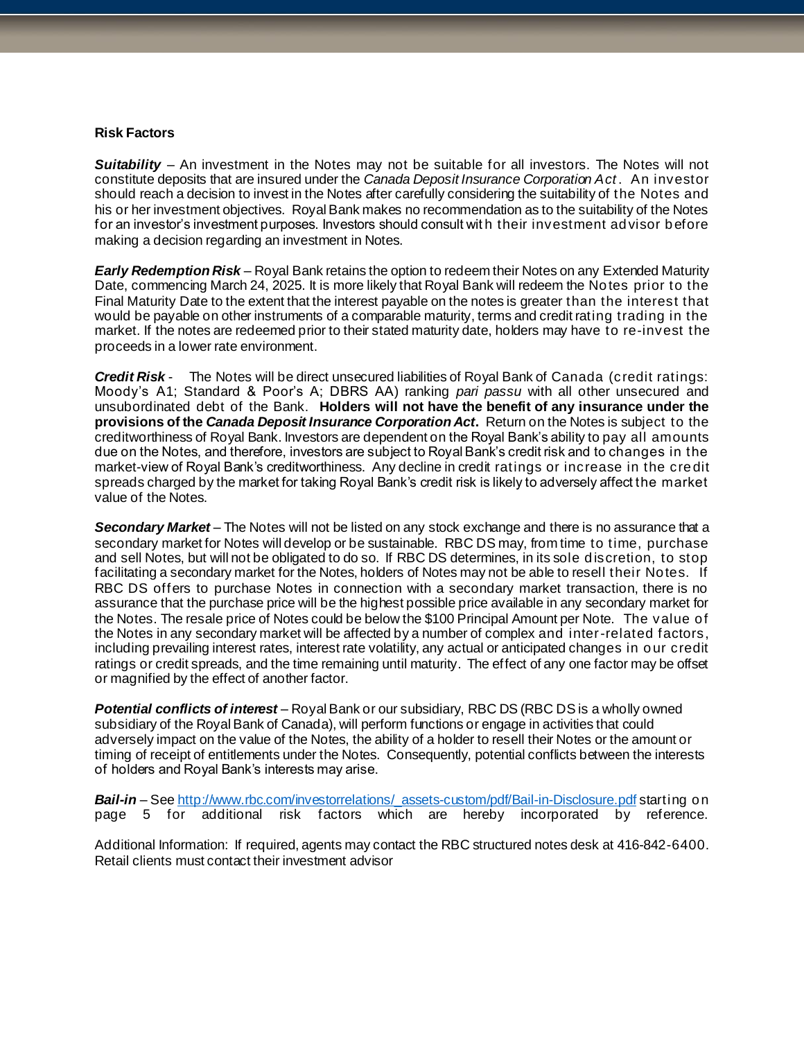**Risk Factors**

***Suitability*** – An investment in the Notes may not be suitable for all investors. The Notes will not constitute deposits that are insured under the *Canada Deposit Insurance Corporation Act*. An investor should reach a decision to invest in the Notes after carefully considering the suitability of the Notes and his or her investment objectives. Royal Bank makes no recommendation as to the suitability of the Notes for an investor's investment purposes. Investors should consult with their investment advisor before making a decision regarding an investment in Notes.

***Early Redemption Risk*** – Royal Bank retains the option to redeem their Notes on any Extended Maturity Date, commencing March 24, 2025. It is more likely that Royal Bank will redeem the Notes prior to the Final Maturity Date to the extent that the interest payable on the notes is greater than the interest that would be payable on other instruments of a comparable maturity, terms and credit rating trading in the market. If the notes are redeemed prior to their stated maturity date, holders may have to re-invest the proceeds in a lower rate environment.

***Credit Risk*** - The Notes will be direct unsecured liabilities of Royal Bank of Canada (credit ratings: Moody's A1; Standard & Poor's A; DBRS AA) ranking *pari passu* with all other unsecured and unsubordinated debt of the Bank. **Holders will not have the benefit of any insurance under the provisions of the *Canada Deposit Insurance Corporation Act*.** Return on the Notes is subject to the creditworthiness of Royal Bank. Investors are dependent on the Royal Bank's ability to pay all amounts due on the Notes, and therefore, investors are subject to Royal Bank's credit risk and to changes in the market-view of Royal Bank's creditworthiness. Any decline in credit ratings or increase in the credit spreads charged by the market for taking Royal Bank's credit risk is likely to adversely affect the market value of the Notes.

***Secondary Market*** – The Notes will not be listed on any stock exchange and there is no assurance that a secondary market for Notes will develop or be sustainable. RBC DS may, from time to time, purchase and sell Notes, but will not be obligated to do so. If RBC DS determines, in its sole discretion, to stop facilitating a secondary market for the Notes, holders of Notes may not be able to resell their Notes. If RBC DS offers to purchase Notes in connection with a secondary market transaction, there is no assurance that the purchase price will be the highest possible price available in any secondary market for the Notes. The resale price of Notes could be below the $100 Principal Amount per Note. The value of the Notes in any secondary market will be affected by a number of complex and inter-related factors, including prevailing interest rates, interest rate volatility, any actual or anticipated changes in our credit ratings or credit spreads, and the time remaining until maturity. The effect of any one factor may be offset or magnified by the effect of another factor.

***Potential conflicts of interest*** – Royal Bank or our subsidiary, RBC DS (RBC DS is a wholly owned subsidiary of the Royal Bank of Canada), will perform functions or engage in activities that could adversely impact on the value of the Notes, the ability of a holder to resell their Notes or the amount or timing of receipt of entitlements under the Notes. Consequently, potential conflicts between the interests of holders and Royal Bank's interests may arise.

***Bail-in*** – See [http://www.rbc.com/investorrelations/_assets-custom/pdf/Bail-in-Disclosure.pdf](http://www.rbc.com/investorrelations/_assets-custom/pdf/Bail-in-Disclosure.pdf) starting on page 5 for additional risk factors which are hereby incorporated by reference.

Additional Information: If required, agents may contact the RBC structured notes desk at 416-842-6400. Retail clients must contact their investment advisor